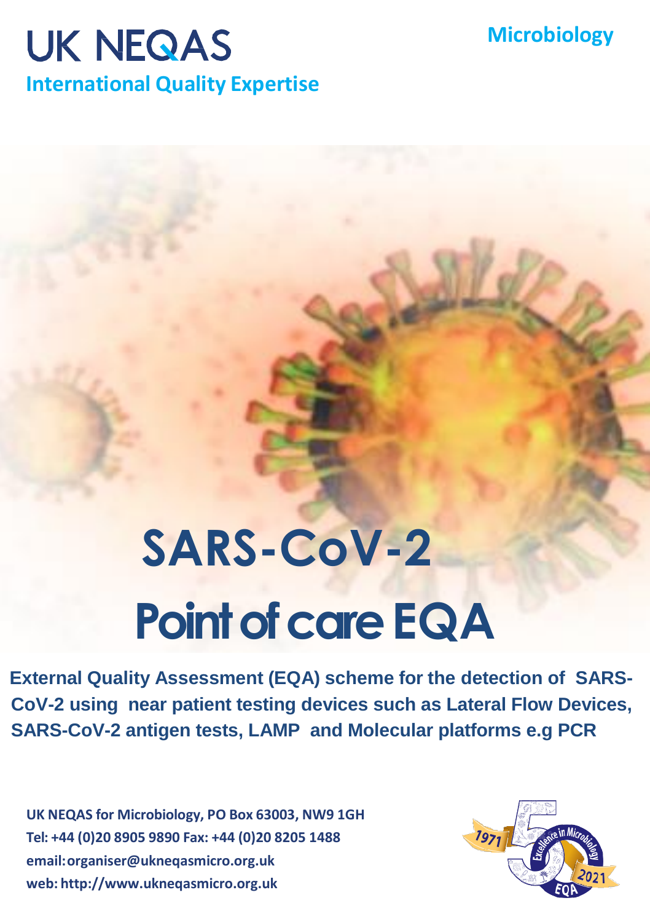# UK NEQAS

**International Quality Expertise**

**Microbiology**

# SARS-CoV-2 Point of care EQA

**External Quality Assessment (EQA) scheme for the detection of SARS-CoV-2 using near patient testing devices such as Lateral Flow Devices, SARS-CoV-2 antigen tests, LAMP and Molecular platforms e.g PCR**

**UK NEQAS for Microbiology, PO Box 63003, NW9 1GH**
**Tel: +44 (0)20 8905 9890 Fax: +44 (0)20 8205 1488**
**email: organiser@ukneqasmicro.org.uk**
**web: http://www.ukneqasmicro.org.uk**

1971 Excellence in Microbiology EQA 2021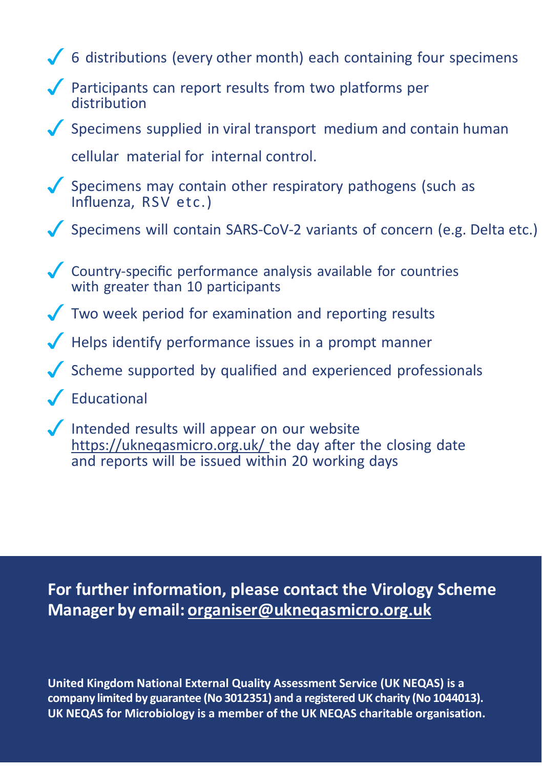- 6 distributions (every other month) each containing four specimens
- Participants can report results from two platforms per distribution
- Specimens supplied in viral transport medium and contain human cellular material for internal control.
- Specimens may contain other respiratory pathogens (such as Influenza, RSV etc.)
- Specimens will contain SARS-CoV-2 variants of concern (e.g. Delta etc.)
- Country-specific performance analysis available for countries with greater than 10 participants
- Two week period for examination and reporting results
- Helps identify performance issues in a prompt manner
- Scheme supported by qualified and experienced professionals
- Educational
- Intended results will appear on our website https://ukneqasmicro.org.uk/ the day after the closing date and reports will be issued within 20 working days

**For further information, please contact the Virology Scheme Manager by email: organiser@ukneqasmicro.org.uk**

**United Kingdom National External Quality Assessment Service (UK NEQAS) is a company limited by guarantee (No 3012351) and a registered UK charity (No 1044013). UK NEQAS for Microbiology is a member of the UK NEQAS charitable organisation.**